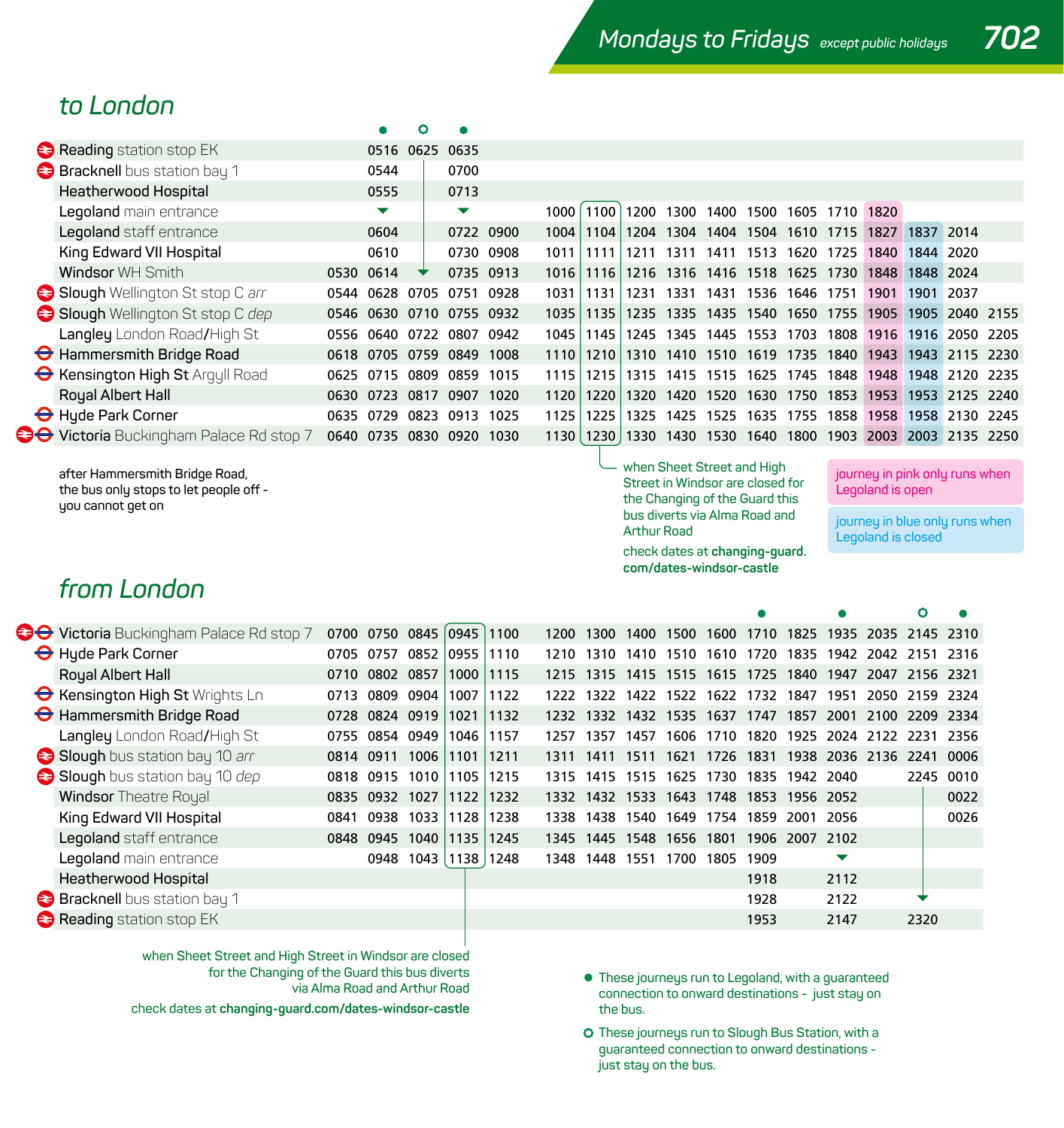# Mondays to Fridays *except public holidays* 702

## to London

| | | ● | ○ | ● | | | | | | | | | | | | | |
|---|---|---|---|---|---|---|---|---|---|---|---|---|---|---|---|---|---|
| Reading station stop EK | | 0516 | 0625 | 0635 | | | | | | | | | | | | | |
| Bracknell bus station bay 1 | | 0544 | \| | 0700 | | | | | | | | | | | | | |
| Heatherwood Hospital | | 0555 | \| | 0713 | | | | | | | | | | | | | |
| Legoland main entrance | | ▼ | \| | ▼ | | 1000 | 1100 | 1200 | 1300 | 1400 | 1500 | 1605 | 1710 | 1820 | | | |
| Legoland staff entrance | | 0604 | \| | 0722 | 0900 | 1004 | 1104 | 1204 | 1304 | 1404 | 1504 | 1610 | 1715 | 1827 | 1837 | 2014 | |
| King Edward VII Hospital | | 0610 | \| | 0730 | 0908 | 1011 | 1111 | 1211 | 1311 | 1411 | 1513 | 1620 | 1725 | 1840 | 1844 | 2020 | |
| Windsor WH Smith | 0530 | 0614 | ▼ | 0735 | 0913 | 1016 | 1116 | 1216 | 1316 | 1416 | 1518 | 1625 | 1730 | 1848 | 1848 | 2024 | |
| Slough Wellington St stop C *arr* | 0544 | 0628 | 0705 | 0751 | 0928 | 1031 | 1131 | 1231 | 1331 | 1431 | 1536 | 1646 | 1751 | 1901 | 1901 | 2037 | |
| Slough Wellington St stop C *dep* | 0546 | 0630 | 0710 | 0755 | 0932 | 1035 | 1135 | 1235 | 1335 | 1435 | 1540 | 1650 | 1755 | 1905 | 1905 | 2040 | 2155 |
| Langley London Road/High St | 0556 | 0640 | 0722 | 0807 | 0942 | 1045 | 1145 | 1245 | 1345 | 1445 | 1553 | 1703 | 1808 | 1916 | 1916 | 2050 | 2205 |
| Hammersmith Bridge Road | 0618 | 0705 | 0759 | 0849 | 1008 | 1110 | 1210 | 1310 | 1410 | 1510 | 1619 | 1735 | 1840 | 1943 | 1943 | 2115 | 2230 |
| Kensington High St Argyll Road | 0625 | 0715 | 0809 | 0859 | 1015 | 1115 | 1215 | 1315 | 1415 | 1515 | 1625 | 1745 | 1848 | 1948 | 1948 | 2120 | 2235 |
| Royal Albert Hall | 0630 | 0723 | 0817 | 0907 | 1020 | 1120 | 1220 | 1320 | 1420 | 1520 | 1630 | 1750 | 1853 | 1953 | 1953 | 2125 | 2240 |
| Hyde Park Corner | 0635 | 0729 | 0823 | 0913 | 1025 | 1125 | 1225 | 1325 | 1425 | 1525 | 1635 | 1755 | 1858 | 1958 | 1958 | 2130 | 2245 |
| Victoria Buckingham Palace Rd stop 7 | 0640 | 0735 | 0830 | 0920 | 1030 | 1130 | 1230 | 1330 | 1430 | 1530 | 1640 | 1800 | 1903 | 2003 | 2003 | 2135 | 2250 |

after Hammersmith Bridge Road, the bus only stops to let people off - you cannot get on

1100 journey: when Sheet Street and High Street in Windsor are closed for the Changing of the Guard this bus diverts via Alma Road and Arthur Road

check dates at **changing-guard.com/dates-windsor-castle**

1820 journey (pink): journey in pink only runs when Legoland is open

1837 journey (blue): journey in blue only runs when Legoland is closed

## from London

| | | | | | | | | | | | ● | | ● | | ○ | ● |
|---|---|---|---|---|---|---|---|---|---|---|---|---|---|---|---|---|
| Victoria Buckingham Palace Rd stop 7 | 0700 | 0750 | 0845 | 0945 | 1100 | 1200 | 1300 | 1400 | 1500 | 1600 | 1710 | 1825 | 1935 | 2035 | 2145 | 2310 |
| Hyde Park Corner | 0705 | 0757 | 0852 | 0955 | 1110 | 1210 | 1310 | 1410 | 1510 | 1610 | 1720 | 1835 | 1942 | 2042 | 2151 | 2316 |
| Royal Albert Hall | 0710 | 0802 | 0857 | 1000 | 1115 | 1215 | 1315 | 1415 | 1515 | 1615 | 1725 | 1840 | 1947 | 2047 | 2156 | 2321 |
| Kensington High St Wrights Ln | 0713 | 0809 | 0904 | 1007 | 1122 | 1222 | 1322 | 1422 | 1522 | 1622 | 1732 | 1847 | 1951 | 2050 | 2159 | 2324 |
| Hammersmith Bridge Road | 0728 | 0824 | 0919 | 1021 | 1132 | 1232 | 1332 | 1432 | 1535 | 1637 | 1747 | 1857 | 2001 | 2100 | 2209 | 2334 |
| Langley London Road/High St | 0755 | 0854 | 0949 | 1046 | 1157 | 1257 | 1357 | 1457 | 1606 | 1710 | 1820 | 1925 | 2024 | 2122 | 2231 | 2356 |
| Slough bus station bay 10 *arr* | 0814 | 0911 | 1006 | 1101 | 1211 | 1311 | 1411 | 1511 | 1621 | 1726 | 1831 | 1938 | 2036 | 2136 | 2241 | 0006 |
| Slough bus station bay 10 *dep* | 0818 | 0915 | 1010 | 1105 | 1215 | 1315 | 1415 | 1515 | 1625 | 1730 | 1835 | 1942 | 2040 | | 2245 | 0010 |
| Windsor Theatre Royal | 0835 | 0932 | 1027 | 1122 | 1232 | 1332 | 1432 | 1533 | 1643 | 1748 | 1853 | 1956 | 2052 | | \| | 0022 |
| King Edward VII Hospital | 0841 | 0938 | 1033 | 1128 | 1238 | 1338 | 1438 | 1540 | 1649 | 1754 | 1859 | 2001 | 2056 | | \| | 0026 |
| Legoland staff entrance | 0848 | 0945 | 1040 | 1135 | 1245 | 1345 | 1445 | 1548 | 1656 | 1801 | 1906 | 2007 | 2102 | | \| | |
| Legoland main entrance | | 0948 | 1043 | 1138 | 1248 | 1348 | 1448 | 1551 | 1700 | 1805 | 1909 | | ▼ | | \| | |
| Heatherwood Hospital | | | | | | | | | | | 1918 | | 2112 | | \| | |
| Bracknell bus station bay 1 | | | | | | | | | | | 1928 | | 2122 | | ▼ | |
| Reading station stop EK | | | | | | | | | | | 1953 | | 2147 | | 2320 | |

0945 journey: when Sheet Street and High Street in Windsor are closed for the Changing of the Guard this bus diverts via Alma Road and Arthur Road

check dates at **changing-guard.com/dates-windsor-castle**

● These journeys run to Legoland, with a guaranteed connection to onward destinations - just stay on the bus.

○ These journeys run to Slough Bus Station, with a guaranteed connection to onward destinations - just stay on the bus.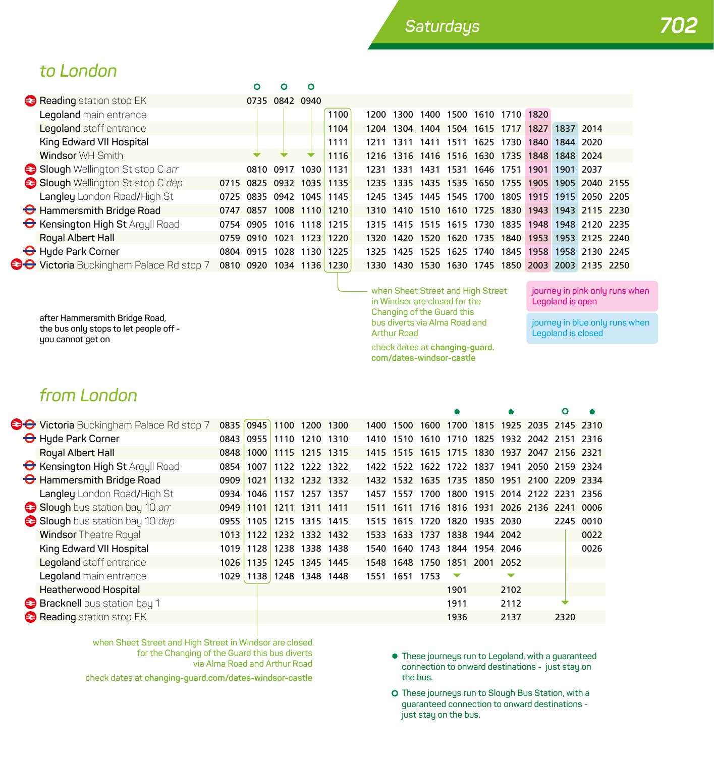# Saturdays — 702

## to London

| | | ○ | ○ | ○ | | | | | | | | | | | |
|---|---|---|---|---|---|---|---|---|---|---|---|---|---|---|---|
| Reading station stop EK | | 0735 | 0842 | 0940 | | | | | | | | | | | |
| Legoland main entrance | | ↓ | ↓ | ↓ | 1100 | 1200 | 1300 | 1400 | 1500 | 1610 | 1710 | 1820 (pink) | | | |
| Legoland staff entrance | | ↓ | ↓ | ↓ | 1104 | 1204 | 1304 | 1404 | 1504 | 1615 | 1717 | 1827 (pink) | 1837 (blue) | 2014 | |
| King Edward VII Hospital | | ↓ | ↓ | ↓ | 1111 | 1211 | 1311 | 1411 | 1511 | 1625 | 1730 | 1840 (pink) | 1844 (blue) | 2020 | |
| Windsor WH Smith | | ↓ | ↓ | ↓ | 1116 | 1216 | 1316 | 1416 | 1516 | 1630 | 1735 | 1848 (pink) | 1848 (blue) | 2024 | |
| Slough Wellington St stop C *arr* | | 0810 | 0917 | 1030 | 1131 | 1231 | 1331 | 1431 | 1531 | 1646 | 1751 | 1901 (pink) | 1901 (blue) | 2037 | |
| Slough Wellington St stop C *dep* | 0715 | 0825 | 0932 | 1035 | 1135 | 1235 | 1335 | 1435 | 1535 | 1650 | 1755 | 1905 (pink) | 1905 (blue) | 2040 | 2155 |
| Langley London Road/High St | 0725 | 0835 | 0942 | 1045 | 1145 | 1245 | 1345 | 1445 | 1545 | 1700 | 1805 | 1915 (pink) | 1915 (blue) | 2050 | 2205 |
| Hammersmith Bridge Road | 0747 | 0857 | 1008 | 1110 | 1210 | 1310 | 1410 | 1510 | 1610 | 1725 | 1830 | 1943 (pink) | 1943 (blue) | 2115 | 2230 |
| Kensington High St Argyll Road | 0754 | 0905 | 1016 | 1118 | 1215 | 1315 | 1415 | 1515 | 1615 | 1730 | 1835 | 1948 (pink) | 1948 (blue) | 2120 | 2235 |
| Royal Albert Hall | 0759 | 0910 | 1021 | 1123 | 1220 | 1320 | 1420 | 1520 | 1620 | 1735 | 1840 | 1953 (pink) | 1953 (blue) | 2125 | 2240 |
| Hyde Park Corner | 0804 | 0915 | 1028 | 1130 | 1225 | 1325 | 1425 | 1525 | 1625 | 1740 | 1845 | 1958 (pink) | 1958 (blue) | 2130 | 2245 |
| Victoria Buckingham Palace Rd stop 7 | 0810 | 0920 | 1034 | 1136 | 1230 | 1330 | 1430 | 1530 | 1630 | 1745 | 1850 | 2003 (pink) | 2003 (blue) | 2135 | 2250 |

1100 journey: when Sheet Street and High Street in Windsor are closed for the Changing of the Guard this bus diverts via Alma Road and Arthur Road

check dates at **changing-guard.com/dates-windsor-castle**

journey in pink only runs when Legoland is open

journey in blue only runs when Legoland is closed

after Hammersmith Bridge Road, the bus only stops to let people off - you cannot get on

## from London

| | | | | | | | | | ● | | ● | | ○ | ● |
|---|---|---|---|---|---|---|---|---|---|---|---|---|---|---|
| Victoria Buckingham Palace Rd stop 7 | 0835 | 0945 | 1100 | 1200 | 1300 | 1400 | 1500 | 1600 | 1700 | 1815 | 1925 | 2035 | 2145 | 2310 |
| Hyde Park Corner | 0843 | 0955 | 1110 | 1210 | 1310 | 1410 | 1510 | 1610 | 1710 | 1825 | 1932 | 2042 | 2151 | 2316 |
| Royal Albert Hall | 0848 | 1000 | 1115 | 1215 | 1315 | 1415 | 1515 | 1615 | 1715 | 1830 | 1937 | 2047 | 2156 | 2321 |
| Kensington High St Argyll Road | 0854 | 1007 | 1122 | 1222 | 1322 | 1422 | 1522 | 1622 | 1722 | 1837 | 1941 | 2050 | 2159 | 2324 |
| Hammersmith Bridge Road | 0909 | 1021 | 1132 | 1232 | 1332 | 1432 | 1532 | 1635 | 1735 | 1850 | 1951 | 2100 | 2209 | 2334 |
| Langley London Road/High St | 0934 | 1046 | 1157 | 1257 | 1357 | 1457 | 1557 | 1700 | 1800 | 1915 | 2014 | 2122 | 2231 | 2356 |
| Slough bus station bay 10 *arr* | 0949 | 1101 | 1211 | 1311 | 1411 | 1511 | 1611 | 1716 | 1816 | 1931 | 2026 | 2136 | 2241 | 0006 |
| Slough bus station bay 10 *dep* | 0955 | 1105 | 1215 | 1315 | 1415 | 1515 | 1615 | 1720 | 1820 | 1935 | 2030 | | 2245 | 0010 |
| Windsor Theatre Royal | 1013 | 1122 | 1232 | 1332 | 1432 | 1533 | 1633 | 1737 | 1838 | 1944 | 2042 | | ↓ | 0022 |
| King Edward VII Hospital | 1019 | 1128 | 1238 | 1338 | 1438 | 1540 | 1640 | 1743 | 1844 | 1954 | 2046 | | ↓ | 0026 |
| Legoland staff entrance | 1026 | 1135 | 1245 | 1345 | 1445 | 1548 | 1648 | 1750 | 1851 | 2001 | 2052 | | ↓ | |
| Legoland main entrance | 1029 | 1138 | 1248 | 1348 | 1448 | 1551 | 1651 | 1753 | ↓ | | ↓ | | ↓ | |
| Heatherwood Hospital | | | | | | | | | 1901 | | 2102 | | ↓ | |
| Bracknell bus station bay 1 | | | | | | | | | 1911 | | 2112 | | ↓ | |
| Reading station stop EK | | | | | | | | | 1936 | | 2137 | | 2320 | |

0945 journey: when Sheet Street and High Street in Windsor are closed for the Changing of the Guard this bus diverts via Alma Road and Arthur Road

check dates at **changing-guard.com/dates-windsor-castle**

● These journeys run to Legoland, with a guaranteed connection to onward destinations - just stay on the bus.

○ These journeys run to Slough Bus Station, with a guaranteed connection to onward destinations - just stay on the bus.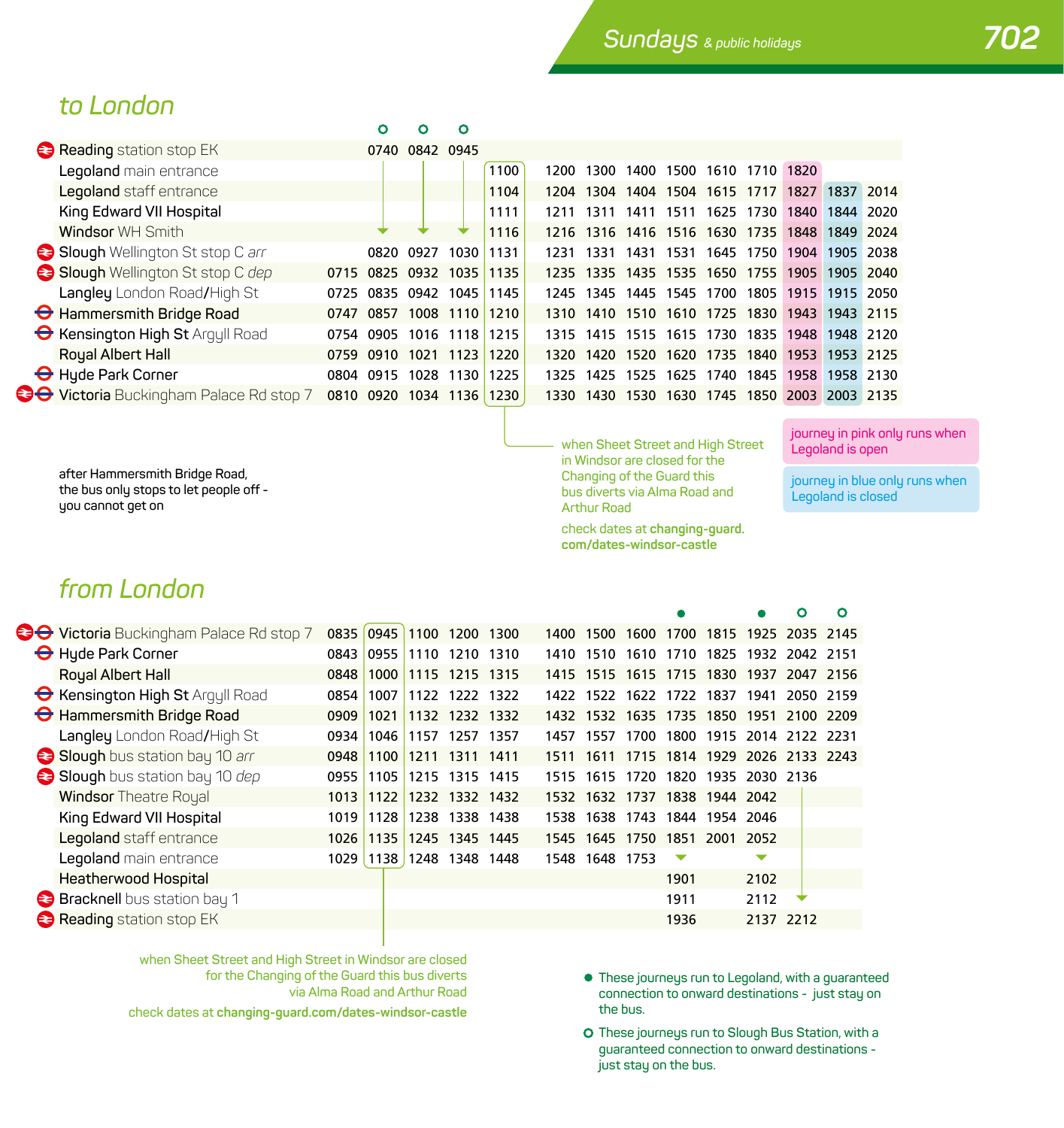# Sundays & public holidays — 702

## to London

| | | ○ | ○ | ○ | | | | | | | | pink | blue | |
|---|---|---|---|---|---|---|---|---|---|---|---|---|---|---|
| Reading station stop EK | | 0740 | 0842 | 0945 | | | | | | | | | | |
| Legoland main entrance | | ↓ | ↓ | ↓ | 1100 | 1200 | 1300 | 1400 | 1500 | 1610 | 1710 | 1820 | | |
| Legoland staff entrance | | ↓ | ↓ | ↓ | 1104 | 1204 | 1304 | 1404 | 1504 | 1615 | 1717 | 1827 | 1837 | 2014 |
| King Edward VII Hospital | | ↓ | ↓ | ↓ | 1111 | 1211 | 1311 | 1411 | 1511 | 1625 | 1730 | 1840 | 1844 | 2020 |
| Windsor WH Smith | | ↓ | ↓ | ↓ | 1116 | 1216 | 1316 | 1416 | 1516 | 1630 | 1735 | 1848 | 1849 | 2024 |
| Slough Wellington St stop C *arr* | | 0820 | 0927 | 1030 | 1131 | 1231 | 1331 | 1431 | 1531 | 1645 | 1750 | 1904 | 1905 | 2038 |
| Slough Wellington St stop C *dep* | 0715 | 0825 | 0932 | 1035 | 1135 | 1235 | 1335 | 1435 | 1535 | 1650 | 1755 | 1905 | 1905 | 2040 |
| Langley London Road/High St | 0725 | 0835 | 0942 | 1045 | 1145 | 1245 | 1345 | 1445 | 1545 | 1700 | 1805 | 1915 | 1915 | 2050 |
| Hammersmith Bridge Road | 0747 | 0857 | 1008 | 1110 | 1210 | 1310 | 1410 | 1510 | 1610 | 1725 | 1830 | 1943 | 1943 | 2115 |
| Kensington High St Argyll Road | 0754 | 0905 | 1016 | 1118 | 1215 | 1315 | 1415 | 1515 | 1615 | 1730 | 1835 | 1948 | 1948 | 2120 |
| Royal Albert Hall | 0759 | 0910 | 1021 | 1123 | 1220 | 1320 | 1420 | 1520 | 1620 | 1735 | 1840 | 1953 | 1953 | 2125 |
| Hyde Park Corner | 0804 | 0915 | 1028 | 1130 | 1225 | 1325 | 1425 | 1525 | 1625 | 1740 | 1845 | 1958 | 1958 | 2130 |
| Victoria Buckingham Palace Rd stop 7 | 0810 | 0920 | 1034 | 1136 | 1230 | 1330 | 1430 | 1530 | 1630 | 1745 | 1850 | 2003 | 2003 | 2135 |

after Hammersmith Bridge Road, the bus only stops to let people off - you cannot get on

1100 journey: when Sheet Street and High Street in Windsor are closed for the Changing of the Guard this bus diverts via Alma Road and Arthur Road

check dates at **changing-guard.com/dates-windsor-castle**

journey in pink only runs when Legoland is open

journey in blue only runs when Legoland is closed

## from London

| | | | | | | | | | ● | | ● | ○ | ○ |
|---|---|---|---|---|---|---|---|---|---|---|---|---|---|
| Victoria Buckingham Palace Rd stop 7 | 0835 | 0945 | 1100 | 1200 | 1300 | 1400 | 1500 | 1600 | 1700 | 1815 | 1925 | 2035 | 2145 |
| Hyde Park Corner | 0843 | 0955 | 1110 | 1210 | 1310 | 1410 | 1510 | 1610 | 1710 | 1825 | 1932 | 2042 | 2151 |
| Royal Albert Hall | 0848 | 1000 | 1115 | 1215 | 1315 | 1415 | 1515 | 1615 | 1715 | 1830 | 1937 | 2047 | 2156 |
| Kensington High St Argyll Road | 0854 | 1007 | 1122 | 1222 | 1322 | 1422 | 1522 | 1622 | 1722 | 1837 | 1941 | 2050 | 2159 |
| Hammersmith Bridge Road | 0909 | 1021 | 1132 | 1232 | 1332 | 1432 | 1532 | 1635 | 1735 | 1850 | 1951 | 2100 | 2209 |
| Langley London Road/High St | 0934 | 1046 | 1157 | 1257 | 1357 | 1457 | 1557 | 1700 | 1800 | 1915 | 2014 | 2122 | 2231 |
| Slough bus station bay 10 *arr* | 0948 | 1100 | 1211 | 1311 | 1411 | 1511 | 1611 | 1715 | 1814 | 1929 | 2026 | 2133 | 2243 |
| Slough bus station bay 10 *dep* | 0955 | 1105 | 1215 | 1315 | 1415 | 1515 | 1615 | 1720 | 1820 | 1935 | 2030 | 2136 | |
| Windsor Theatre Royal | 1013 | 1122 | 1232 | 1332 | 1432 | 1532 | 1632 | 1737 | 1838 | 1944 | 2042 | ↓ | |
| King Edward VII Hospital | 1019 | 1128 | 1238 | 1338 | 1438 | 1538 | 1638 | 1743 | 1844 | 1954 | 2046 | ↓ | |
| Legoland staff entrance | 1026 | 1135 | 1245 | 1345 | 1445 | 1545 | 1645 | 1750 | 1851 | 2001 | 2052 | ↓ | |
| Legoland main entrance | 1029 | 1138 | 1248 | 1348 | 1448 | 1548 | 1648 | 1753 | ↓ | | ↓ | ↓ | |
| Heatherwood Hospital | | | | | | | | | 1901 | | 2102 | ↓ | |
| Bracknell bus station bay 1 | | | | | | | | | 1911 | | 2112 | ↓ | |
| Reading station stop EK | | | | | | | | | 1936 | | 2137 | 2212 | |

0945 journey: when Sheet Street and High Street in Windsor are closed for the Changing of the Guard this bus diverts via Alma Road and Arthur Road

check dates at **changing-guard.com/dates-windsor-castle**

● These journeys run to Legoland, with a guaranteed connection to onward destinations - just stay on the bus.

○ These journeys run to Slough Bus Station, with a guaranteed connection to onward destinations - just stay on the bus.